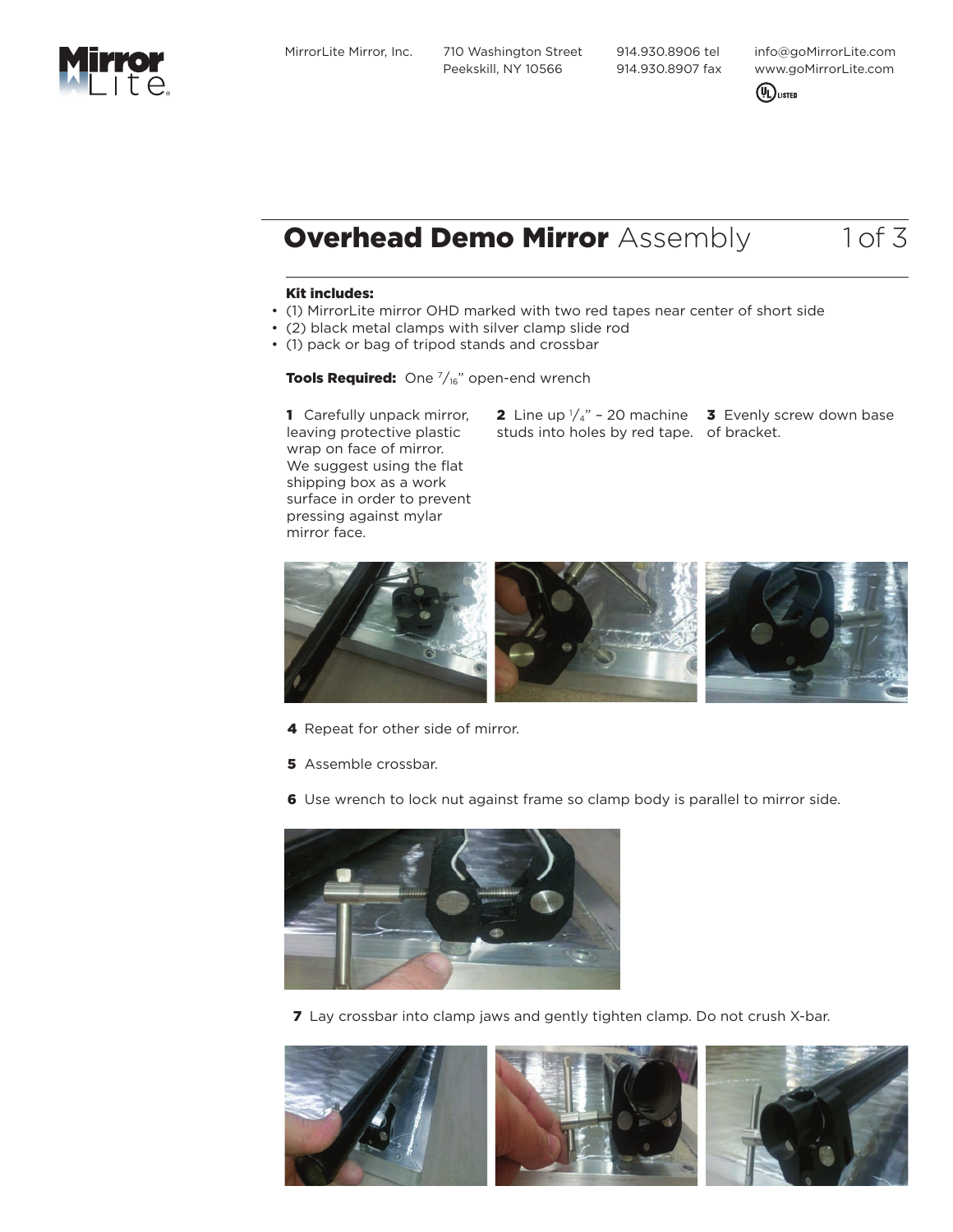MirrorLite Mirror, Inc.
710 Washington Street
Peekskill, NY 10566
914.930.8906 tel
914.930.8907 fax
info@goMirrorLite.com
www.goMirrorLite.com

# **Overhead Demo Mirror** Assembly

**Kit includes:**

- (1) MirrorLite mirror OHD marked with two red tapes near center of short side
- (2) black metal clamps with silver clamp slide rod
- (1) pack or bag of tripod stands and crossbar

**Tools Required:** One 7/16" open-end wrench

**1** Carefully unpack mirror, leaving protective plastic wrap on face of mirror. We suggest using the flat shipping box as a work surface in order to prevent pressing against mylar mirror face.

**2** Line up 1/4" – 20 machine studs into holes by red tape.

**3** Evenly screw down base of bracket.

**4** Repeat for other side of mirror.

**5** Assemble crossbar.

**6** Use wrench to lock nut against frame so clamp body is parallel to mirror side.

**7** Lay crossbar into clamp jaws and gently tighten clamp. Do not crush X-bar.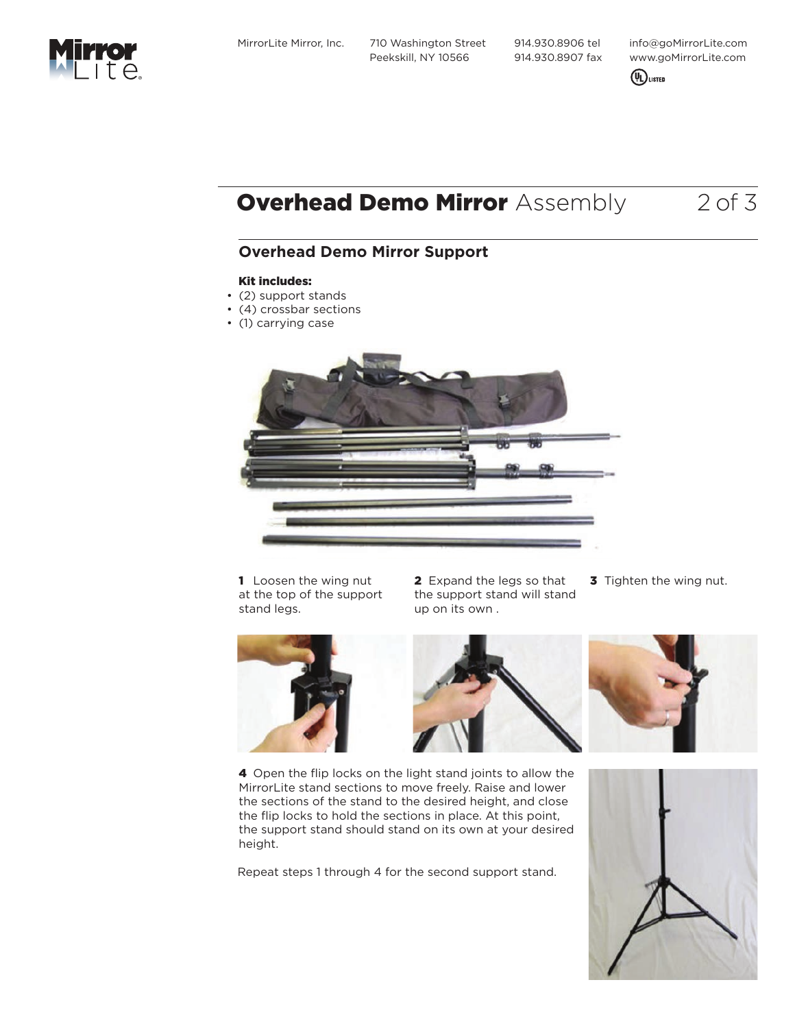# **Overhead Demo Mirror** Assembly

## Overhead Demo Mirror Support

**Kit includes:**

- (2) support stands
- (4) crossbar sections
- (1) carrying case

**1** Loosen the wing nut at the top of the support stand legs.

**2** Expand the legs so that the support stand will stand up on its own .

**3** Tighten the wing nut.

**4** Open the flip locks on the light stand joints to allow the MirrorLite stand sections to move freely. Raise and lower the sections of the stand to the desired height, and close the flip locks to hold the sections in place. At this point, the support stand should stand on its own at your desired height.

Repeat steps 1 through 4 for the second support stand.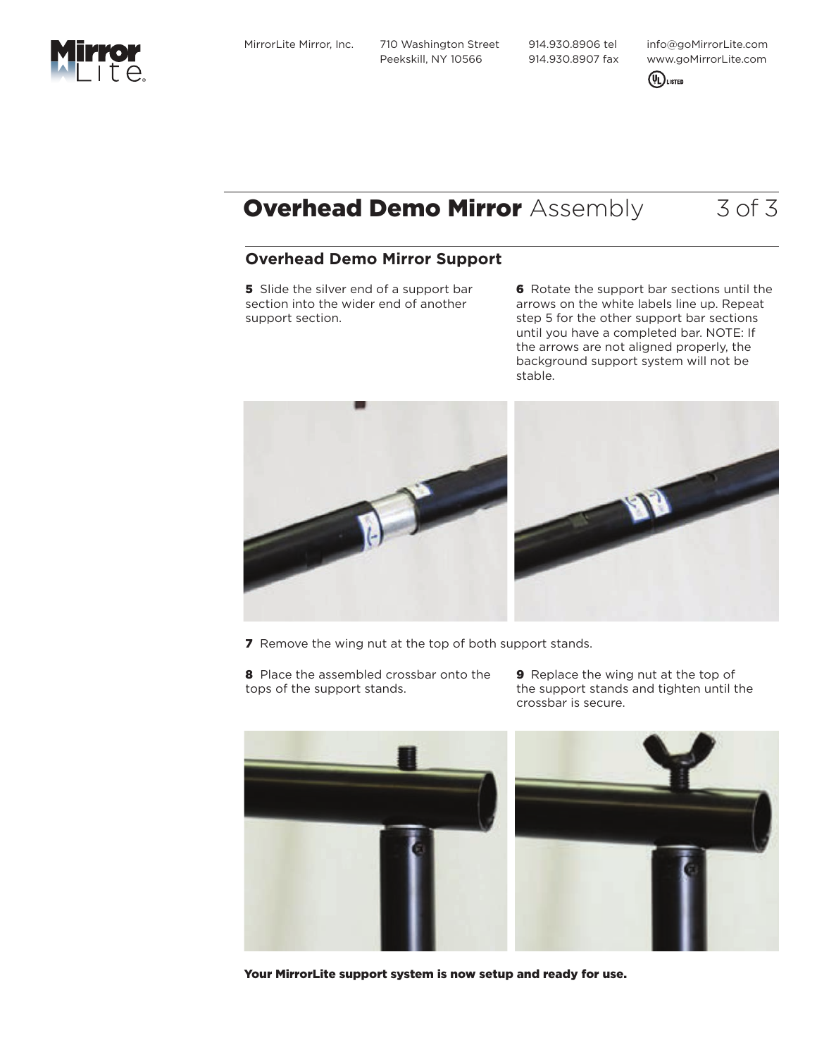# Overhead Demo Mirror Assembly

## Overhead Demo Mirror Support

**5** Slide the silver end of a support bar section into the wider end of another support section.

**6** Rotate the support bar sections until the arrows on the white labels line up. Repeat step 5 for the other support bar sections until you have a completed bar. NOTE: If the arrows are not aligned properly, the background support system will not be stable.

**7** Remove the wing nut at the top of both support stands.

**8** Place the assembled crossbar onto the tops of the support stands.

**9** Replace the wing nut at the top of the support stands and tighten until the crossbar is secure.

**Your MirrorLite support system is now setup and ready for use.**